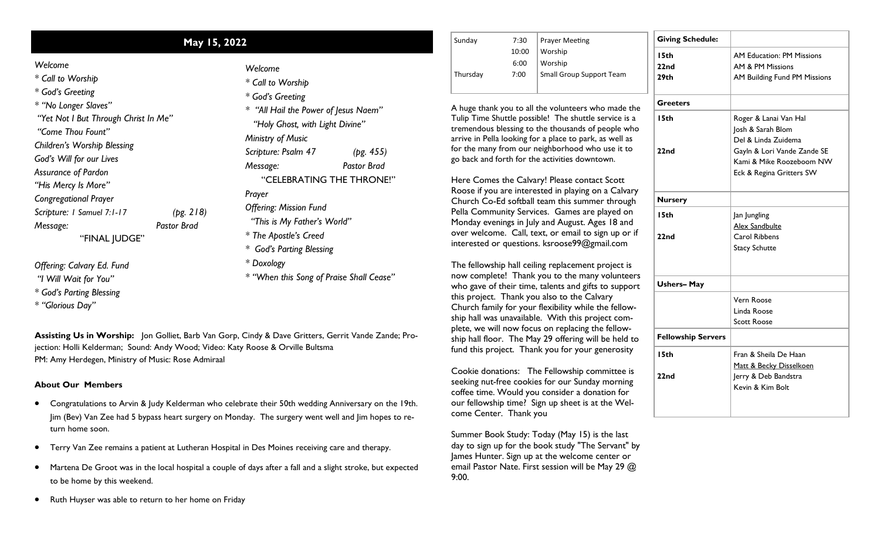# May 15, 2022

*Welcome*

*\* Call to Worship*

*\* God's Greeting*

*\* "No Longer Slaves"*

*"Yet Not I But Through Christ In Me"*

*"Come Thou Fount"*

*Children's Worship Blessing*

*God's Will for our Lives*

*Assurance of Pardon*

*"His Mercy Is More"*

*Congregational Prayer*

*Scripture: I Samuel 7:1-17* *(pg. 218)*

*Message:* *Pastor Brad*

"FINAL JUDGE"

*Offering: Calvary Ed. Fund*

*"I Will Wait for You"*

*\* God's Parting Blessing*

*\* "Glorious Day"*

*Welcome*

*\* Call to Worship*

*\* God's Greeting*

*\* "All Hail the Power of Jesus Naem"*

*"Holy Ghost, with Light Divine"*

*Ministry of Music*

*Scripture: Psalm 47* *(pg. 455)*

*Message:* *Pastor Brad*

"CELEBRATING THE THRONE!"

*Prayer*

*Offering: Mission Fund*

*"This is My Father's World"*

*\* The Apostle's Creed*

*\* God's Parting Blessing*

*\* Doxology*

*\* "When this Song of Praise Shall Cease"*

**Assisting Us in Worship:** Jon Golliet, Barb Van Gorp, Cindy & Dave Gritters, Gerrit Vande Zande; Projection: Holli Kelderman; Sound: Andy Wood; Video: Katy Roose & Orville Bultsma
PM: Amy Herdegen, Ministry of Music: Rose Admiraal

### About Our Members

- Congratulations to Arvin & Judy Kelderman who celebrate their 50th wedding Anniversary on the 19th. Jim (Bev) Van Zee had 5 bypass heart surgery on Monday. The surgery went well and Jim hopes to return home soon.
- Terry Van Zee remains a patient at Lutheran Hospital in Des Moines receiving care and therapy.
- Martena De Groot was in the local hospital a couple of days after a fall and a slight stroke, but expected to be home by this weekend.
- Ruth Huyser was able to return to her home on Friday

| | | |
|---|---|---|
| Sunday | 7:30 | Prayer Meeting |
| | 10:00 | Worship |
| | 6:00 | Worship |
| Thursday | 7:00 | Small Group Support Team |

A huge thank you to all the volunteers who made the Tulip Time Shuttle possible! The shuttle service is a tremendous blessing to the thousands of people who arrive in Pella looking for a place to park, as well as for the many from our neighborhood who use it to go back and forth for the activities downtown.

Here Comes the Calvary! Please contact Scott Roose if you are interested in playing on a Calvary Church Co-Ed softball team this summer through Pella Community Services. Games are played on Monday evenings in July and August. Ages 18 and over welcome. Call, text, or email to sign up or if interested or questions. ksroose99@gmail.com

The fellowship hall ceiling replacement project is now complete! Thank you to the many volunteers who gave of their time, talents and gifts to support this project. Thank you also to the Calvary Church family for your flexibility while the fellowship hall was unavailable. With this project complete, we will now focus on replacing the fellowship hall floor. The May 29 offering will be held to fund this project. Thank you for your generosity

Cookie donations: The Fellowship committee is seeking nut-free cookies for our Sunday morning coffee time. Would you consider a donation for our fellowship time? Sign up sheet is at the Welcome Center. Thank you

Summer Book Study: Today (May 15) is the last day to sign up for the book study "The Servant" by James Hunter. Sign up at the welcome center or email Pastor Nate. First session will be May 29 @ 9:00.

| **Giving Schedule:** | |
|---|---|
| **15th** | AM Education: PM Missions |
| **22nd** | AM & PM Missions |
| **29th** | AM Building Fund PM Missions |
| **Greeters** | |
| **15th** | Roger & Lanai Van Hal<br>Josh & Sarah Blom<br>Del & Linda Zuidema |
| **22nd** | Gayln & Lori Vande Zande SE<br>Kami & Mike Roozeboom NW<br>Eck & Regina Gritters SW |
| **Nursery** | |
| **15th** | Jan Jungling<br>Alex Sandbulte |
| **22nd** | Carol Ribbens<br>Stacy Schutte |
| **Ushers– May** | |
| | Vern Roose<br>Linda Roose<br>Scott Roose |
| **Fellowship Servers** | |
| **15th** | Fran & Sheila De Haan<br>Matt & Becky Disselkoen |
| **22nd** | Jerry & Deb Bandstra<br>Kevin & Kim Bolt |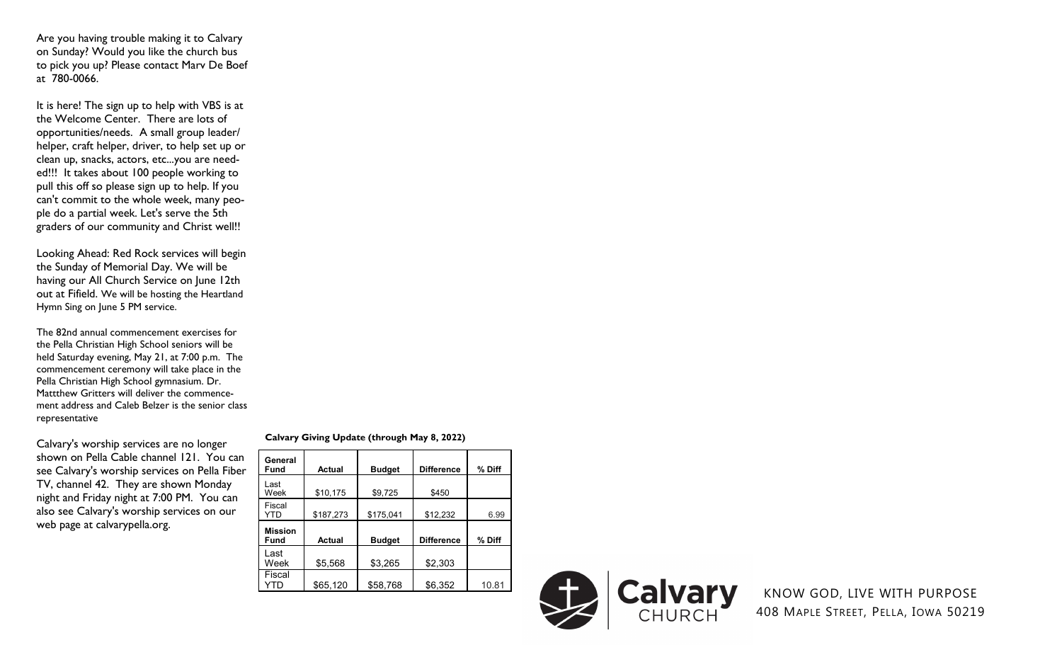Are you having trouble making it to Calvary on Sunday? Would you like the church bus to pick you up? Please contact Marv De Boef at 780-0066.

It is here! The sign up to help with VBS is at the Welcome Center. There are lots of opportunities/needs. A small group leader/ helper, craft helper, driver, to help set up or clean up, snacks, actors, etc...you are needed!!! It takes about 100 people working to pull this off so please sign up to help. If you can't commit to the whole week, many people do a partial week. Let's serve the 5th graders of our community and Christ well!!

Looking Ahead: Red Rock services will begin the Sunday of Memorial Day. We will be having our All Church Service on June 12th out at Fifield. We will be hosting the Heartland Hymn Sing on June 5 PM service.

The 82nd annual commencement exercises for the Pella Christian High School seniors will be held Saturday evening, May 21, at 7:00 p.m. The commencement ceremony will take place in the Pella Christian High School gymnasium. Dr. Mattthew Gritters will deliver the commencement address and Caleb Belzer is the senior class representative

Calvary's worship services are no longer shown on Pella Cable channel 121. You can see Calvary's worship services on Pella Fiber TV, channel 42. They are shown Monday night and Friday night at 7:00 PM. You can also see Calvary's worship services on our web page at calvarypella.org.

**Calvary Giving Update (through May 8, 2022)**

| General Fund | Actual | Budget | Difference | % Diff |
|---|---|---|---|---|
| Last Week | $10,175 | $9,725 | $450 | |
| Fiscal YTD | $187,273 | $175,041 | $12,232 | 6.99 |
| **Mission Fund** | **Actual** | **Budget** | **Difference** | **% Diff** |
| Last Week | $5,568 | $3,265 | $2,303 | |
| Fiscal YTD | $65,120 | $58,768 | $6,352 | 10.81 |

Calvary CHURCH

KNOW GOD, LIVE WITH PURPOSE

408 MAPLE STREET, PELLA, IOWA 50219